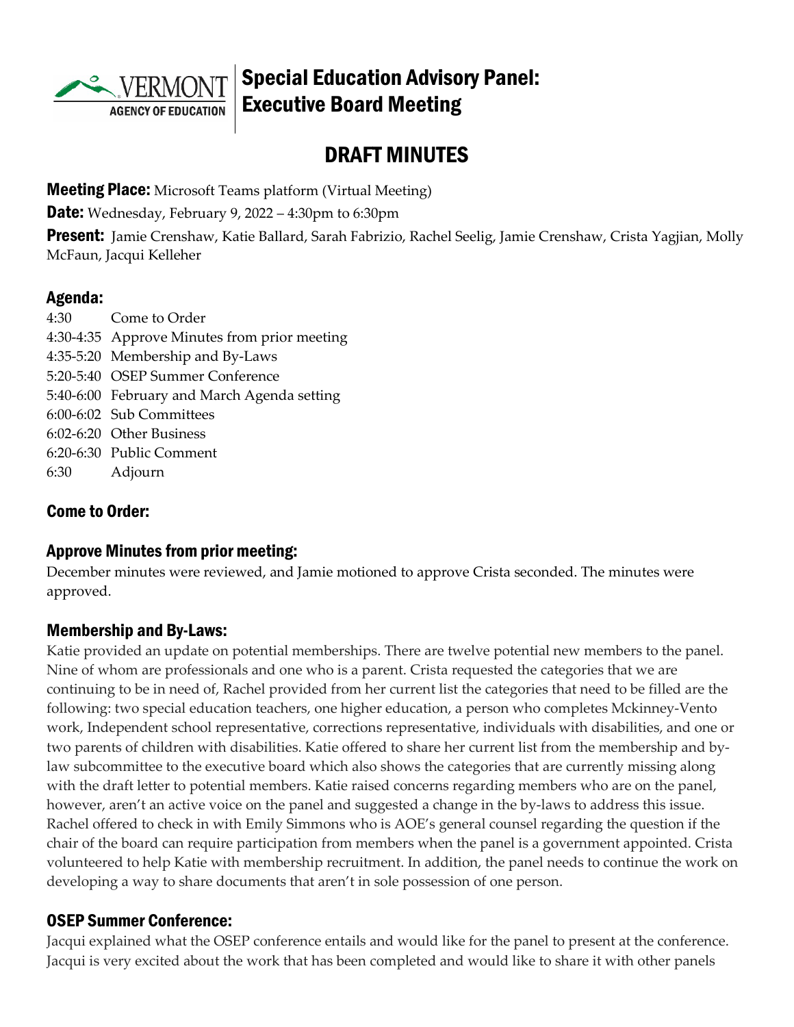# Special Education Advisory Panel: Executive Board Meeting

## DRAFT MINUTES

**Meeting Place:** Microsoft Teams platform (Virtual Meeting)

**Date:** Wednesday, February 9, 2022 – 4:30pm to 6:30pm

**Present:** Jamie Crenshaw, Katie Ballard, Sarah Fabrizio, Rachel Seelig, Jamie Crenshaw, Crista Yagjian, Molly McFaun, Jacqui Kelleher

### Agenda:

4:30 Come to Order
4:30-4:35 Approve Minutes from prior meeting
4:35-5:20 Membership and By-Laws
5:20-5:40 OSEP Summer Conference
5:40-6:00 February and March Agenda setting
6:00-6:02 Sub Committees
6:02-6:20 Other Business
6:20-6:30 Public Comment
6:30 Adjourn

### Come to Order:

### Approve Minutes from prior meeting:

December minutes were reviewed, and Jamie motioned to approve Crista seconded. The minutes were approved.

### Membership and By-Laws:

Katie provided an update on potential memberships. There are twelve potential new members to the panel. Nine of whom are professionals and one who is a parent. Crista requested the categories that we are continuing to be in need of, Rachel provided from her current list the categories that need to be filled are the following: two special education teachers, one higher education, a person who completes Mckinney-Vento work, Independent school representative, corrections representative, individuals with disabilities, and one or two parents of children with disabilities. Katie offered to share her current list from the membership and by-law subcommittee to the executive board which also shows the categories that are currently missing along with the draft letter to potential members. Katie raised concerns regarding members who are on the panel, however, aren't an active voice on the panel and suggested a change in the by-laws to address this issue. Rachel offered to check in with Emily Simmons who is AOE's general counsel regarding the question if the chair of the board can require participation from members when the panel is a government appointed. Crista volunteered to help Katie with membership recruitment. In addition, the panel needs to continue the work on developing a way to share documents that aren't in sole possession of one person.

### OSEP Summer Conference:

Jacqui explained what the OSEP conference entails and would like for the panel to present at the conference. Jacqui is very excited about the work that has been completed and would like to share it with other panels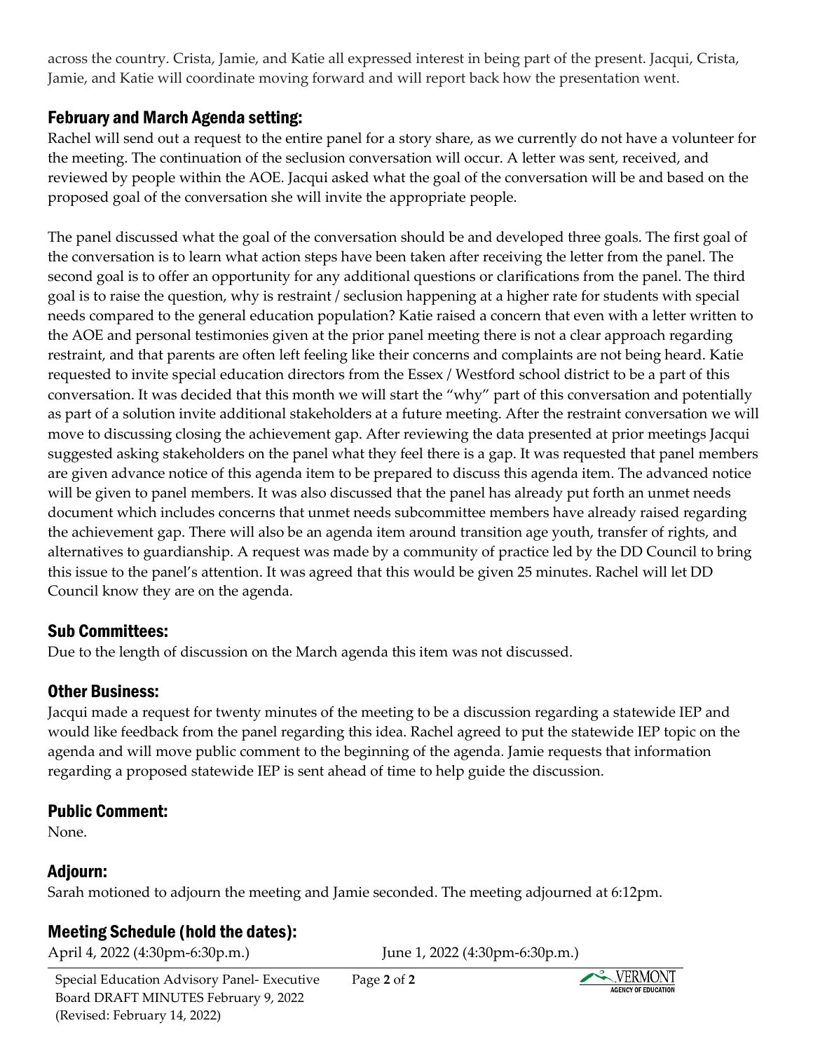across the country. Crista, Jamie, and Katie all expressed interest in being part of the present. Jacqui, Crista, Jamie, and Katie will coordinate moving forward and will report back how the presentation went.

## February and March Agenda setting:

Rachel will send out a request to the entire panel for a story share, as we currently do not have a volunteer for the meeting. The continuation of the seclusion conversation will occur. A letter was sent, received, and reviewed by people within the AOE. Jacqui asked what the goal of the conversation will be and based on the proposed goal of the conversation she will invite the appropriate people.

The panel discussed what the goal of the conversation should be and developed three goals. The first goal of the conversation is to learn what action steps have been taken after receiving the letter from the panel. The second goal is to offer an opportunity for any additional questions or clarifications from the panel. The third goal is to raise the question, why is restraint / seclusion happening at a higher rate for students with special needs compared to the general education population? Katie raised a concern that even with a letter written to the AOE and personal testimonies given at the prior panel meeting there is not a clear approach regarding restraint, and that parents are often left feeling like their concerns and complaints are not being heard. Katie requested to invite special education directors from the Essex / Westford school district to be a part of this conversation. It was decided that this month we will start the "why" part of this conversation and potentially as part of a solution invite additional stakeholders at a future meeting. After the restraint conversation we will move to discussing closing the achievement gap. After reviewing the data presented at prior meetings Jacqui suggested asking stakeholders on the panel what they feel there is a gap. It was requested that panel members are given advance notice of this agenda item to be prepared to discuss this agenda item. The advanced notice will be given to panel members. It was also discussed that the panel has already put forth an unmet needs document which includes concerns that unmet needs subcommittee members have already raised regarding the achievement gap. There will also be an agenda item around transition age youth, transfer of rights, and alternatives to guardianship. A request was made by a community of practice led by the DD Council to bring this issue to the panel's attention. It was agreed that this would be given 25 minutes. Rachel will let DD Council know they are on the agenda.

## Sub Committees:

Due to the length of discussion on the March agenda this item was not discussed.

## Other Business:

Jacqui made a request for twenty minutes of the meeting to be a discussion regarding a statewide IEP and would like feedback from the panel regarding this idea. Rachel agreed to put the statewide IEP topic on the agenda and will move public comment to the beginning of the agenda. Jamie requests that information regarding a proposed statewide IEP is sent ahead of time to help guide the discussion.

## Public Comment:

None.

## Adjourn:

Sarah motioned to adjourn the meeting and Jamie seconded. The meeting adjourned at 6:12pm.

## Meeting Schedule (hold the dates):

April 4, 2022 (4:30pm-6:30p.m.)

June 1, 2022 (4:30pm-6:30p.m.)